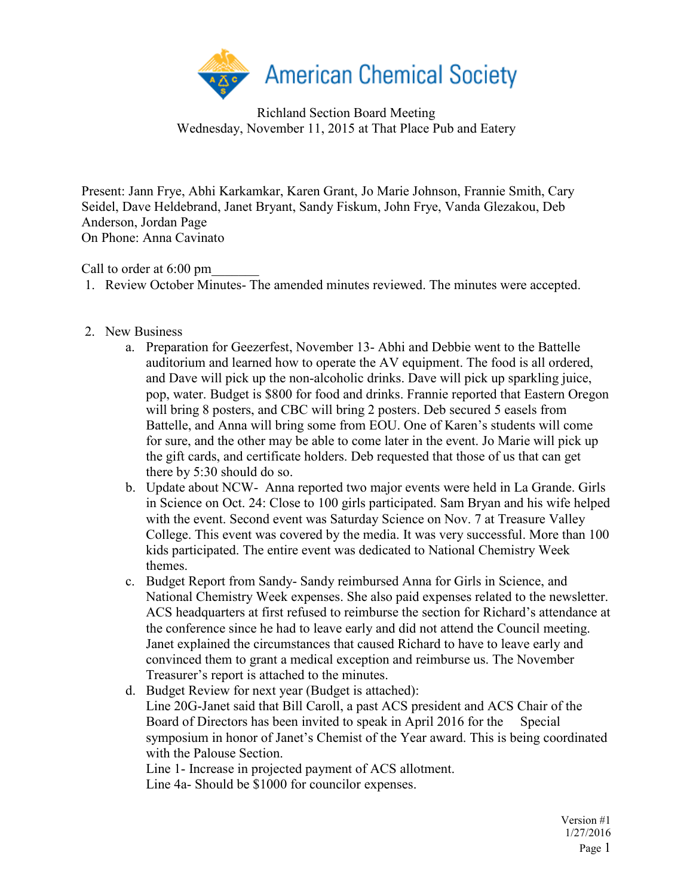American Chemical Society

Richland Section Board Meeting
Wednesday, November 11, 2015 at That Place Pub and Eatery

Present: Jann Frye, Abhi Karkamkar, Karen Grant, Jo Marie Johnson, Frannie Smith, Cary Seidel, Dave Heldebrand, Janet Bryant, Sandy Fiskum, John Frye, Vanda Glezakou, Deb Anderson, Jordan Page
On Phone: Anna Cavinato

Call to order at 6:00 pm_______

1. Review October Minutes- The amended minutes reviewed. The minutes were accepted.

2. New Business
   a. Preparation for Geezerfest, November 13- Abhi and Debbie went to the Battelle auditorium and learned how to operate the AV equipment. The food is all ordered, and Dave will pick up the non-alcoholic drinks. Dave will pick up sparkling juice, pop, water. Budget is $800 for food and drinks. Frannie reported that Eastern Oregon will bring 8 posters, and CBC will bring 2 posters. Deb secured 5 easels from Battelle, and Anna will bring some from EOU. One of Karen's students will come for sure, and the other may be able to come later in the event. Jo Marie will pick up the gift cards, and certificate holders. Deb requested that those of us that can get there by 5:30 should do so.
   b. Update about NCW- Anna reported two major events were held in La Grande. Girls in Science on Oct. 24: Close to 100 girls participated. Sam Bryan and his wife helped with the event. Second event was Saturday Science on Nov. 7 at Treasure Valley College. This event was covered by the media. It was very successful. More than 100 kids participated. The entire event was dedicated to National Chemistry Week themes.
   c. Budget Report from Sandy- Sandy reimbursed Anna for Girls in Science, and National Chemistry Week expenses. She also paid expenses related to the newsletter. ACS headquarters at first refused to reimburse the section for Richard's attendance at the conference since he had to leave early and did not attend the Council meeting. Janet explained the circumstances that caused Richard to have to leave early and convinced them to grant a medical exception and reimburse us. The November Treasurer's report is attached to the minutes.
   d. Budget Review for next year (Budget is attached):
      Line 20G-Janet said that Bill Caroll, a past ACS president and ACS Chair of the Board of Directors has been invited to speak in April 2016 for the Special symposium in honor of Janet's Chemist of the Year award. This is being coordinated with the Palouse Section.
      Line 1- Increase in projected payment of ACS allotment.
      Line 4a- Should be $1000 for councilor expenses.

Version #1
1/27/2016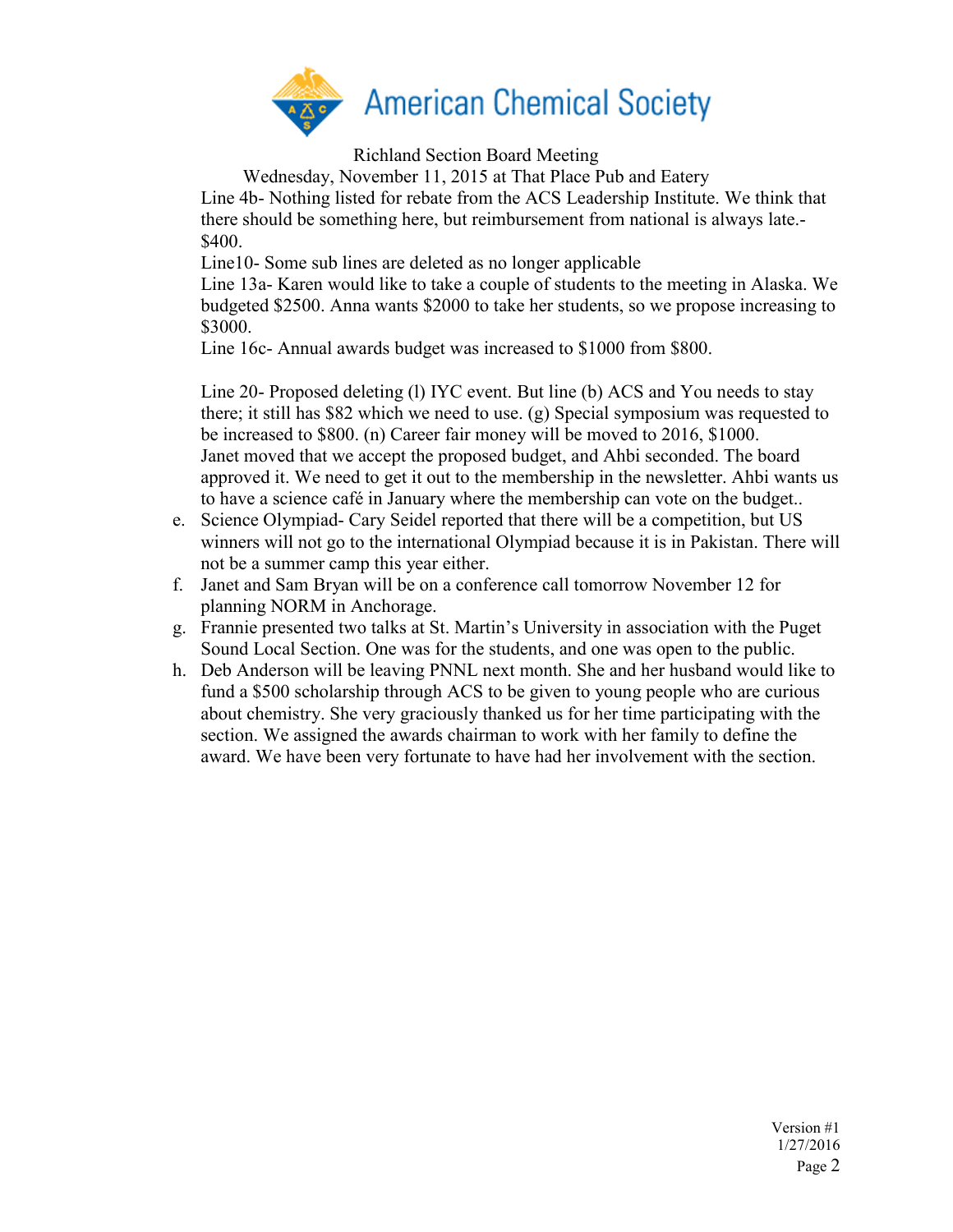Richland Section Board Meeting

Wednesday, November 11, 2015 at That Place Pub and Eatery

Line 4b- Nothing listed for rebate from the ACS Leadership Institute. We think that there should be something here, but reimbursement from national is always late.- $400.

Line10- Some sub lines are deleted as no longer applicable

Line 13a- Karen would like to take a couple of students to the meeting in Alaska. We budgeted $2500. Anna wants $2000 to take her students, so we propose increasing to $3000.

Line 16c- Annual awards budget was increased to $1000 from $800.

Line 20- Proposed deleting (l) IYC event. But line (b) ACS and You needs to stay there; it still has $82 which we need to use. (g) Special symposium was requested to be increased to $800. (n) Career fair money will be moved to 2016, $1000. Janet moved that we accept the proposed budget, and Ahbi seconded. The board approved it. We need to get it out to the membership in the newsletter. Ahbi wants us to have a science café in January where the membership can vote on the budget..

e. Science Olympiad- Cary Seidel reported that there will be a competition, but US winners will not go to the international Olympiad because it is in Pakistan. There will not be a summer camp this year either.
f. Janet and Sam Bryan will be on a conference call tomorrow November 12 for planning NORM in Anchorage.
g. Frannie presented two talks at St. Martin's University in association with the Puget Sound Local Section. One was for the students, and one was open to the public.
h. Deb Anderson will be leaving PNNL next month. She and her husband would like to fund a $500 scholarship through ACS to be given to young people who are curious about chemistry. She very graciously thanked us for her time participating with the section. We assigned the awards chairman to work with her family to define the award. We have been very fortunate to have had her involvement with the section.

Version #1
1/27/2016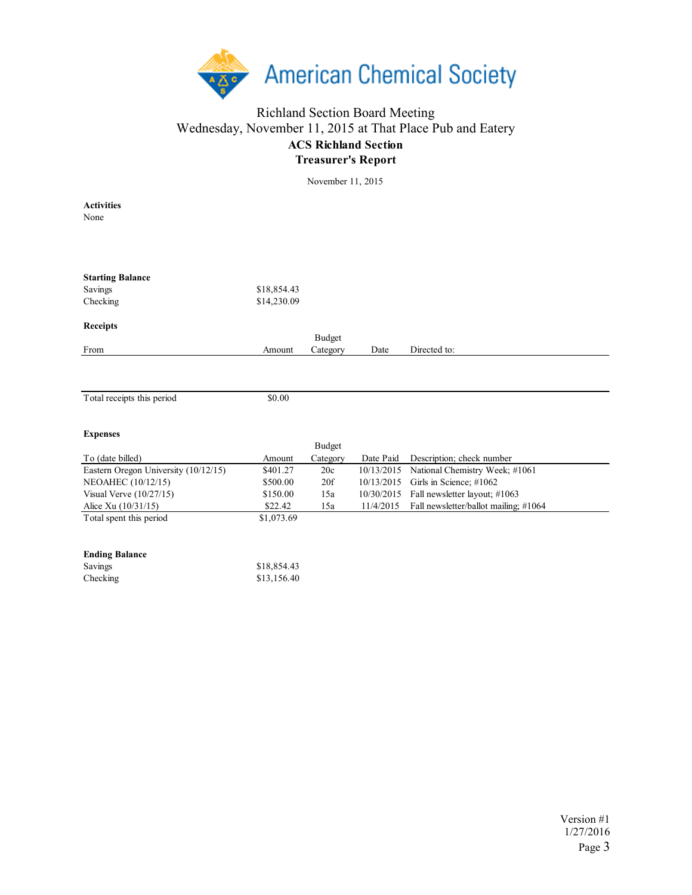American Chemical Society

# Richland Section Board Meeting

Wednesday, November 11, 2015 at That Place Pub and Eatery

## ACS Richland Section

## Treasurer's Report

November 11, 2015

**Activities**

None

**Starting Balance**

| | |
|---|---|
| Savings | $18,854.43 |
| Checking | $14,230.09 |

**Receipts**

| From | Amount | Budget Category | Date | Directed to: |
|---|---|---|---|---|
| Total receipts this period | $0.00 | | | |

**Expenses**

| To (date billed) | Amount | Budget Category | Date Paid | Description; check number |
|---|---|---|---|---|
| Eastern Oregon University (10/12/15) | $401.27 | 20c | 10/13/2015 | National Chemistry Week; #1061 |
| NEOAHEC (10/12/15) | $500.00 | 20f | 10/13/2015 | Girls in Science; #1062 |
| Visual Verve (10/27/15) | $150.00 | 15a | 10/30/2015 | Fall newsletter layout; #1063 |
| Alice Xu (10/31/15) | $22.42 | 15a | 11/4/2015 | Fall newsletter/ballot mailing; #1064 |
| Total spent this period | $1,073.69 | | | |

**Ending Balance**

| | |
|---|---|
| Savings | $18,854.43 |
| Checking | $13,156.40 |

Version #1
1/27/2016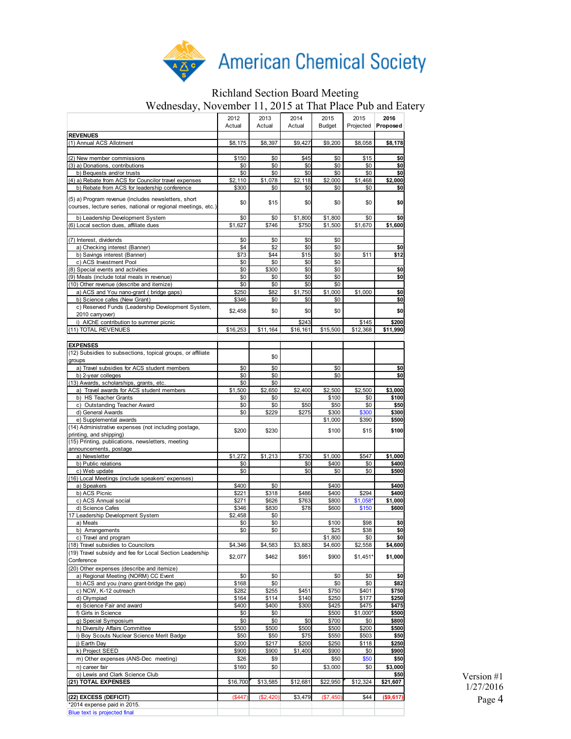American Chemical Society

# Richland Section Board Meeting

## Wednesday, November 11, 2015 at That Place Pub and Eatery

| | 2012 Actual | 2013 Actual | 2014 Actual | 2015 Budget | 2015 Projected | **2016 Proposed** |
|---|---|---|---|---|---|---|
| **REVENUES** | | | | | | |
| (1) Annual ACS Allotment | $8,175 | $8,397 | $9,427 | $9,200 | $8,058 | **$8,178** |
| (2) New member commissions | $150 | $0 | $45 | $0 | $15 | **$0** |
| (3) a) Donations, contributions | $0 | $0 | $0 | $0 | $0 | **$0** |
| b) Bequests and/or trusts | $0 | $0 | $0 | $0 | $0 | **$0** |
| (4) a) Rebate from ACS for Councilor travel expenses | $2,110 | $1,078 | $2,118 | $2,000 | $1,468 | **$2,000** |
| b) Rebate from ACS for leadership conference | $300 | $0 | $0 | $0 | $0 | **$0** |
| (5) a) Program revenue (includes newsletters, short courses, lecture series, national or regional meetings, etc.) | $0 | $15 | $0 | $0 | $0 | **$0** |
| b) Leadership Development System | $0 | $0 | $1,800 | $1,800 | $0 | **$0** |
| (6) Local section dues, affiliate dues | $1,627 | $746 | $750 | $1,500 | $1,670 | **$1,600** |
| (7) Interest, dividends | $0 | $0 | $0 | $0 | | |
| a) Checking interest (Banner) | $4 | $2 | $0 | $0 | | **$0** |
| b) Savings interest (Banner) | $73 | $44 | $15 | $0 | $11 | **$12** |
| c) ACS Investment Pool | $0 | $0 | $0 | $0 | | |
| (8) Special events and activities | $0 | $300 | $0 | $0 | | **$0** |
| (9) Meals (include total meals in revenue) | $0 | $0 | $0 | $0 | | **$0** |
| (10) Other revenue (describe and itemize) | $0 | $0 | $0 | $0 | | |
| a) ACS and You nano-grant ( bridge gaps) | $250 | $82 | $1,750 | $1,000 | $1,000 | **$0** |
| b) Science cafes (New Grant) | $346 | $0 | $0 | $0 | | **$0** |
| c) Reserved Funds (Leadership Development System, 2010 carryover) | $2,458 | $0 | $0 | $0 | | **$0** |
| i) AIChE contribution to summer picnic | | | $243 | | $145 | **$200** |
| (11) TOTAL REVENUES | $16,253 | $11,164 | $16,161 | $15,500 | $12,368 | **$11,990** |
| **EXPENSES** | | | | | | |
| (12) Subsidies to subsections, topical groups, or affiliate groups | | $0 | | | | |
| a) Travel subsidies for ACS student members | $0 | $0 | | $0 | | **$0** |
| b) 2-year colleges | $0 | $0 | | $0 | | **$0** |
| (13) Awards, scholarships, grants, etc. | $0 | $0 | | | | |
| a) Travel awards for ACS student members | $1,500 | $2,650 | $2,400 | $2,500 | $2,500 | **$3,000** |
| b) HS Teacher Grants | $0 | $0 | | $100 | $0 | **$100** |
| c) Outstanding Teacher Award | $0 | $0 | $50 | $50 | $0 | **$50** |
| d) General Awards | $0 | $229 | $275 | $300 | $300 | **$300** |
| e) Supplemental awards | | | | $1,000 | $390 | **$500** |
| (14) Administrative expenses (not including postage, printing, and shipping) | $200 | $230 | | $100 | $15 | **$100** |
| (15) Printing, publications, newsletters, meeting announcements, postage | | | | | | |
| a) Newsletter | $1,272 | $1,213 | $730 | $1,000 | $547 | **$1,000** |
| b) Public relations | $0 | | $0 | $400 | $0 | **$400** |
| c) Web update | $0 | | $0 | $0 | $0 | **$500** |
| (16) Local Meetings (include speakers' expenses) | | | | | | |
| a) Speakers | $400 | $0 | | $400 | | **$400** |
| b) ACS Picnic | $221 | $318 | $486 | $400 | $294 | **$400** |
| c) ACS Annual social | $271 | $626 | $763 | $800 | $1,058* | **$1,000** |
| d) Science Cafes | $346 | $830 | $78 | $600 | $150 | **$600** |
| 17 Leadership Development System | $2,458 | $0 | | | | |
| a) Meals | $0 | $0 | | $100 | $98 | **$0** |
| b) Arrangements | $0 | $0 | | $25 | $38 | **$0** |
| c) Travel and program | | | | $1,800 | $0 | **$0** |
| (18) Travel subsidies to Councilors | $4,346 | $4,583 | $3,883 | $4,600 | $2,558 | **$4,600** |
| (19) Travel subsidy and fee for Local Section Leadership Conference | $2,077 | $462 | $951 | $900 | $1,451* | **$1,000** |
| (20) Other expenses (describe and itemize) | | | | | | |
| a) Regional Meeting (NORM) CC Event | $0 | $0 | | $0 | $0 | **$0** |
| b) ACS and you (nano grant-bridge the gap) | $168 | $0 | | $0 | $0 | **$82** |
| c) NCW, K-12 outreach | $282 | $255 | $451 | $750 | $401 | **$750** |
| d) Olympiad | $164 | $114 | $140 | $250 | $177 | **$250** |
| e) Science Fair and award | $400 | $400 | $300 | $425 | $475 | **$475** |
| f) Girls in Science | $0 | $0 | | $500 | $1,000* | **$500** |
| g) Special Symposium | $0 | $0 | $0 | $700 | $0 | **$800** |
| h) Diversity Affairs Committee | $500 | $500 | $500 | $500 | $200 | **$500** |
| i) Boy Scouts Nuclear Science Merit Badge | $50 | $50 | $75 | $550 | $503 | **$50** |
| j) Earth Day | $200 | $217 | $200 | $250 | $118 | **$250** |
| k) Project SEED | $900 | $900 | $1,400 | $900 | $0 | **$900** |
| m) Other expenses (ANS-Dec meeting) | $26 | $9 | | $50 | $50 | **$50** |
| n) career fair | $160 | $0 | | $3,000 | $0 | **$3,000** |
| o) Lewis and Clark Science Club | | | | | | **$50** |
| **(21) TOTAL EXPENSES** | $16,700 | $13,585 | $12,681 | $22,950 | $12,324 | **$21,607** |
| **(22) EXCESS (DEFICIT)** | ($447) | ($2,420) | $3,479 | ($7,450) | $44 | **($9,617)** |

*2014 expense paid in 2015.

Blue text is projected final

Version #1
1/27/2016